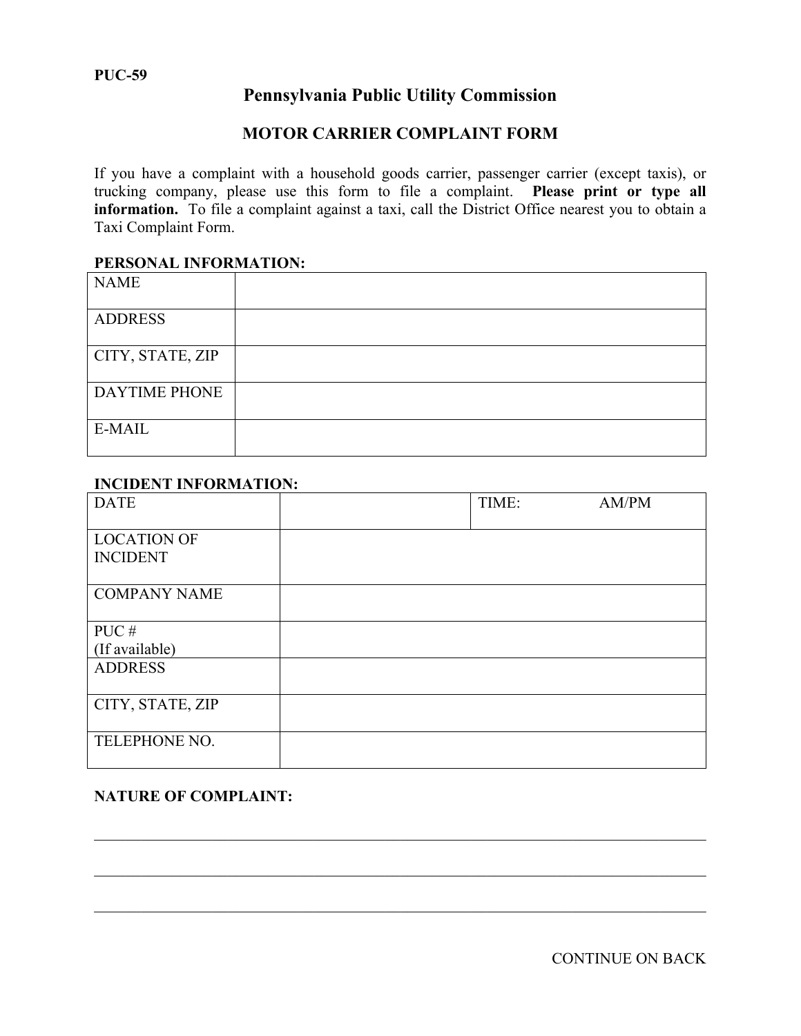PUC-59

# Pennsylvania Public Utility Commission

## MOTOR CARRIER COMPLAINT FORM

If you have a complaint with a household goods carrier, passenger carrier (except taxis), or trucking company, please use this form to file a complaint. **Please print or type all information.** To file a complaint against a taxi, call the District Office nearest you to obtain a Taxi Complaint Form.

**PERSONAL INFORMATION:**

| | |
|---|---|
| NAME | |
| ADDRESS | |
| CITY, STATE, ZIP | |
| DAYTIME PHONE | |
| E-MAIL | |

**INCIDENT INFORMATION:**

| | | |
|---|---|---|
| DATE | | TIME: AM/PM |
| LOCATION OF INCIDENT | | |
| COMPANY NAME | | |
| PUC # (If available) | | |
| ADDRESS | | |
| CITY, STATE, ZIP | | |
| TELEPHONE NO. | | |

**NATURE OF COMPLAINT:**

\_\_\_\_\_\_\_\_\_\_\_\_\_\_\_\_\_\_\_\_\_\_\_\_\_\_\_\_\_\_\_\_\_\_\_\_\_\_\_\_\_\_\_\_\_\_\_\_\_\_\_\_\_\_\_\_\_\_\_\_\_\_\_\_\_\_\_\_\_\_

\_\_\_\_\_\_\_\_\_\_\_\_\_\_\_\_\_\_\_\_\_\_\_\_\_\_\_\_\_\_\_\_\_\_\_\_\_\_\_\_\_\_\_\_\_\_\_\_\_\_\_\_\_\_\_\_\_\_\_\_\_\_\_\_\_\_\_\_\_\_

\_\_\_\_\_\_\_\_\_\_\_\_\_\_\_\_\_\_\_\_\_\_\_\_\_\_\_\_\_\_\_\_\_\_\_\_\_\_\_\_\_\_\_\_\_\_\_\_\_\_\_\_\_\_\_\_\_\_\_\_\_\_\_\_\_\_\_\_\_\_

CONTINUE ON BACK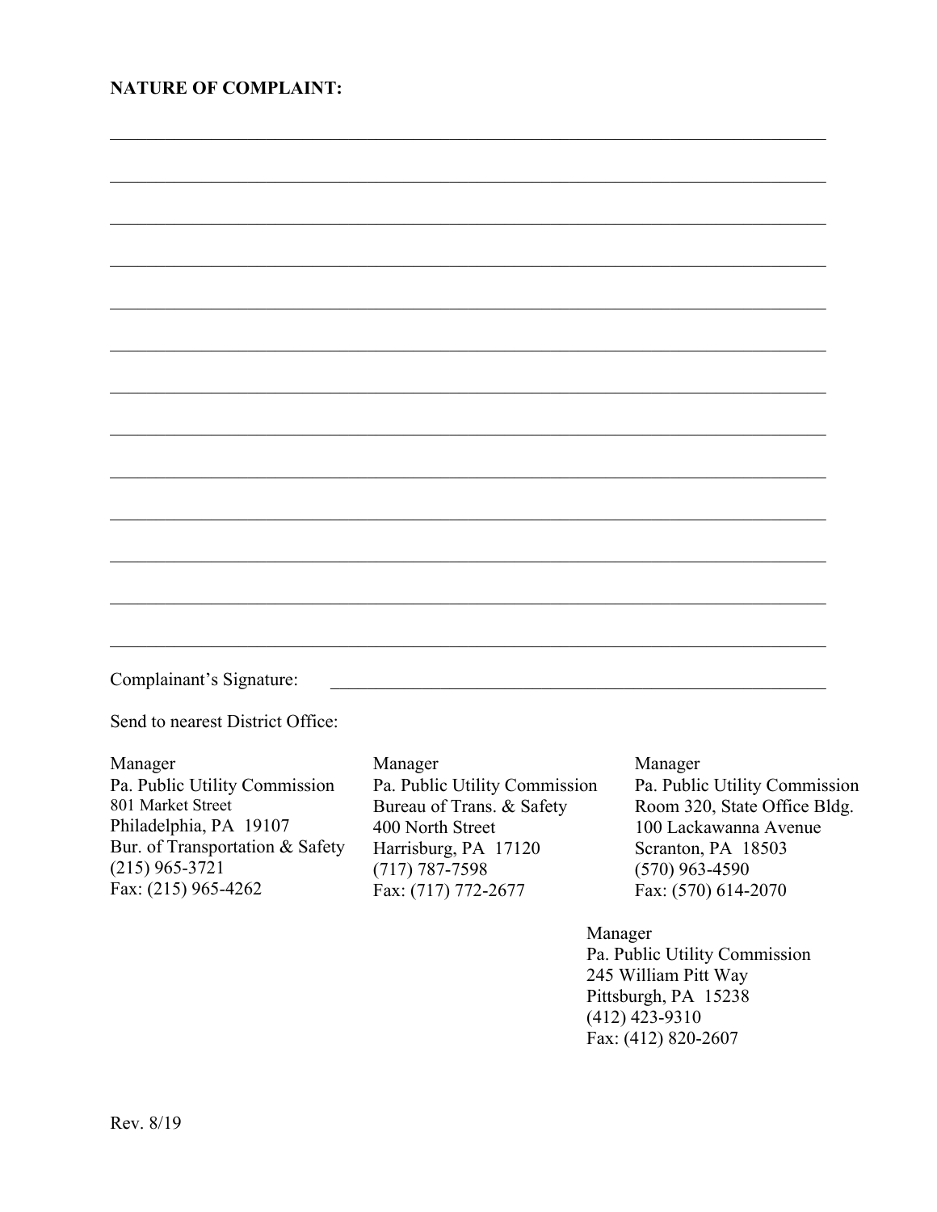**NATURE OF COMPLAINT:**

\_\_\_\_\_\_\_\_\_\_\_\_\_\_\_\_\_\_\_\_\_\_\_\_\_\_\_\_\_\_\_\_\_\_\_\_\_\_\_\_\_\_\_\_\_\_\_\_\_\_\_\_\_\_\_\_\_\_\_\_\_\_\_\_\_\_\_\_\_\_\_\_\_\_\_\_\_\_

\_\_\_\_\_\_\_\_\_\_\_\_\_\_\_\_\_\_\_\_\_\_\_\_\_\_\_\_\_\_\_\_\_\_\_\_\_\_\_\_\_\_\_\_\_\_\_\_\_\_\_\_\_\_\_\_\_\_\_\_\_\_\_\_\_\_\_\_\_\_\_\_\_\_\_\_\_\_

\_\_\_\_\_\_\_\_\_\_\_\_\_\_\_\_\_\_\_\_\_\_\_\_\_\_\_\_\_\_\_\_\_\_\_\_\_\_\_\_\_\_\_\_\_\_\_\_\_\_\_\_\_\_\_\_\_\_\_\_\_\_\_\_\_\_\_\_\_\_\_\_\_\_\_\_\_\_

\_\_\_\_\_\_\_\_\_\_\_\_\_\_\_\_\_\_\_\_\_\_\_\_\_\_\_\_\_\_\_\_\_\_\_\_\_\_\_\_\_\_\_\_\_\_\_\_\_\_\_\_\_\_\_\_\_\_\_\_\_\_\_\_\_\_\_\_\_\_\_\_\_\_\_\_\_\_

\_\_\_\_\_\_\_\_\_\_\_\_\_\_\_\_\_\_\_\_\_\_\_\_\_\_\_\_\_\_\_\_\_\_\_\_\_\_\_\_\_\_\_\_\_\_\_\_\_\_\_\_\_\_\_\_\_\_\_\_\_\_\_\_\_\_\_\_\_\_\_\_\_\_\_\_\_\_

\_\_\_\_\_\_\_\_\_\_\_\_\_\_\_\_\_\_\_\_\_\_\_\_\_\_\_\_\_\_\_\_\_\_\_\_\_\_\_\_\_\_\_\_\_\_\_\_\_\_\_\_\_\_\_\_\_\_\_\_\_\_\_\_\_\_\_\_\_\_\_\_\_\_\_\_\_\_

\_\_\_\_\_\_\_\_\_\_\_\_\_\_\_\_\_\_\_\_\_\_\_\_\_\_\_\_\_\_\_\_\_\_\_\_\_\_\_\_\_\_\_\_\_\_\_\_\_\_\_\_\_\_\_\_\_\_\_\_\_\_\_\_\_\_\_\_\_\_\_\_\_\_\_\_\_\_

\_\_\_\_\_\_\_\_\_\_\_\_\_\_\_\_\_\_\_\_\_\_\_\_\_\_\_\_\_\_\_\_\_\_\_\_\_\_\_\_\_\_\_\_\_\_\_\_\_\_\_\_\_\_\_\_\_\_\_\_\_\_\_\_\_\_\_\_\_\_\_\_\_\_\_\_\_\_

\_\_\_\_\_\_\_\_\_\_\_\_\_\_\_\_\_\_\_\_\_\_\_\_\_\_\_\_\_\_\_\_\_\_\_\_\_\_\_\_\_\_\_\_\_\_\_\_\_\_\_\_\_\_\_\_\_\_\_\_\_\_\_\_\_\_\_\_\_\_\_\_\_\_\_\_\_\_

\_\_\_\_\_\_\_\_\_\_\_\_\_\_\_\_\_\_\_\_\_\_\_\_\_\_\_\_\_\_\_\_\_\_\_\_\_\_\_\_\_\_\_\_\_\_\_\_\_\_\_\_\_\_\_\_\_\_\_\_\_\_\_\_\_\_\_\_\_\_\_\_\_\_\_\_\_\_

\_\_\_\_\_\_\_\_\_\_\_\_\_\_\_\_\_\_\_\_\_\_\_\_\_\_\_\_\_\_\_\_\_\_\_\_\_\_\_\_\_\_\_\_\_\_\_\_\_\_\_\_\_\_\_\_\_\_\_\_\_\_\_\_\_\_\_\_\_\_\_\_\_\_\_\_\_\_

\_\_\_\_\_\_\_\_\_\_\_\_\_\_\_\_\_\_\_\_\_\_\_\_\_\_\_\_\_\_\_\_\_\_\_\_\_\_\_\_\_\_\_\_\_\_\_\_\_\_\_\_\_\_\_\_\_\_\_\_\_\_\_\_\_\_\_\_\_\_\_\_\_\_\_\_\_\_

\_\_\_\_\_\_\_\_\_\_\_\_\_\_\_\_\_\_\_\_\_\_\_\_\_\_\_\_\_\_\_\_\_\_\_\_\_\_\_\_\_\_\_\_\_\_\_\_\_\_\_\_\_\_\_\_\_\_\_\_\_\_\_\_\_\_\_\_\_\_\_\_\_\_\_\_\_\_

Complainant's Signature: \_\_\_\_\_\_\_\_\_\_\_\_\_\_\_\_\_\_\_\_\_\_\_\_\_\_\_\_\_\_\_\_\_\_\_\_\_\_\_\_\_\_\_\_\_\_\_\_\_\_\_\_

Send to nearest District Office:

Manager
Pa. Public Utility Commission
801 Market Street
Philadelphia, PA 19107
Bur. of Transportation & Safety
(215) 965-3721
Fax: (215) 965-4262

Manager
Pa. Public Utility Commission
Bureau of Trans. & Safety
400 North Street
Harrisburg, PA 17120
(717) 787-7598
Fax: (717) 772-2677

Manager
Pa. Public Utility Commission
Room 320, State Office Bldg.
100 Lackawanna Avenue
Scranton, PA 18503
(570) 963-4590
Fax: (570) 614-2070

Manager
Pa. Public Utility Commission
245 William Pitt Way
Pittsburgh, PA 15238
(412) 423-9310
Fax: (412) 820-2607

Rev. 8/19